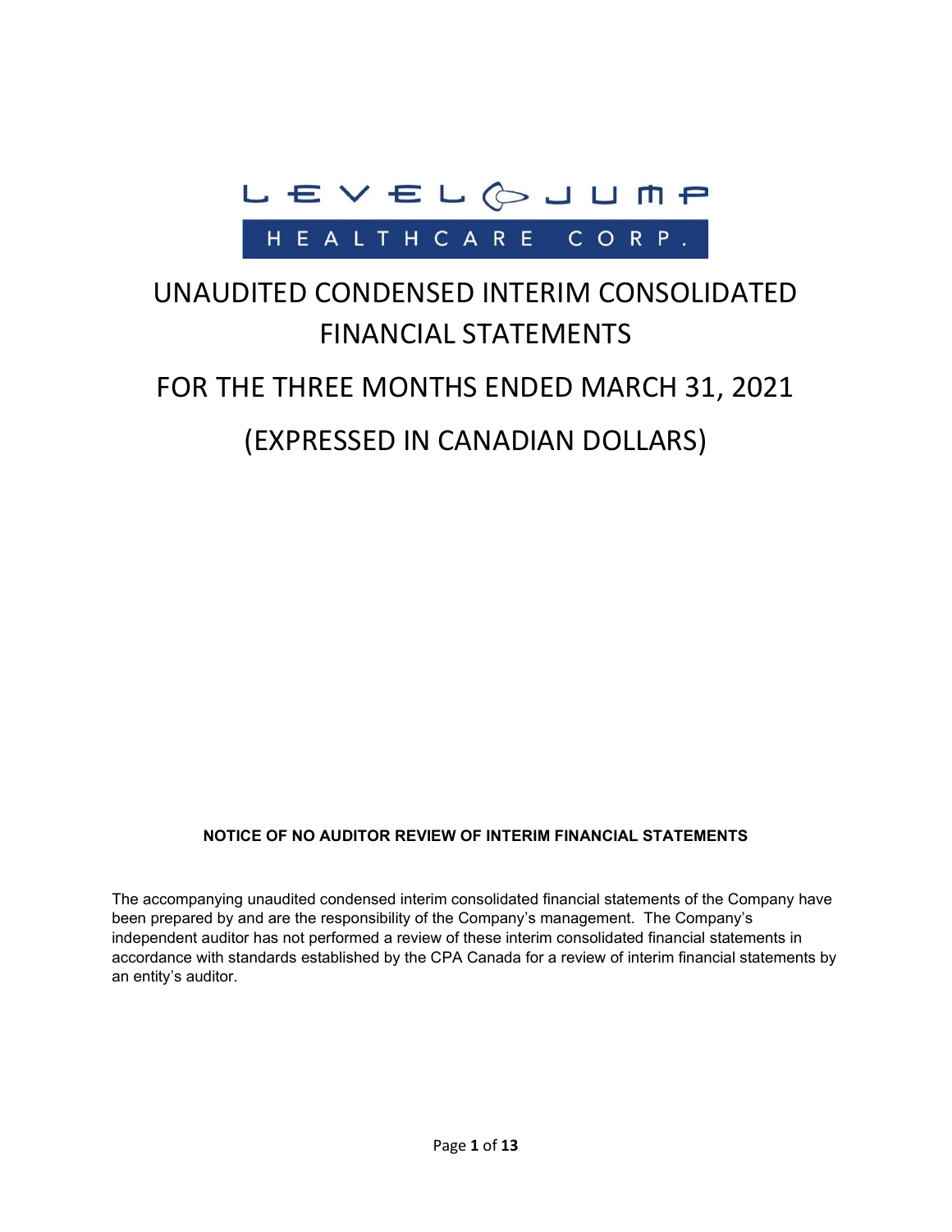LEVEL JUMP

HEALTHCARE CORP.

# UNAUDITED CONDENSED INTERIM CONSOLIDATED FINANCIAL STATEMENTS

# FOR THE THREE MONTHS ENDED MARCH 31, 2021

# (EXPRESSED IN CANADIAN DOLLARS)

**NOTICE OF NO AUDITOR REVIEW OF INTERIM FINANCIAL STATEMENTS**

The accompanying unaudited condensed interim consolidated financial statements of the Company have been prepared by and are the responsibility of the Company's management. The Company's independent auditor has not performed a review of these interim consolidated financial statements in accordance with standards established by the CPA Canada for a review of interim financial statements by an entity's auditor.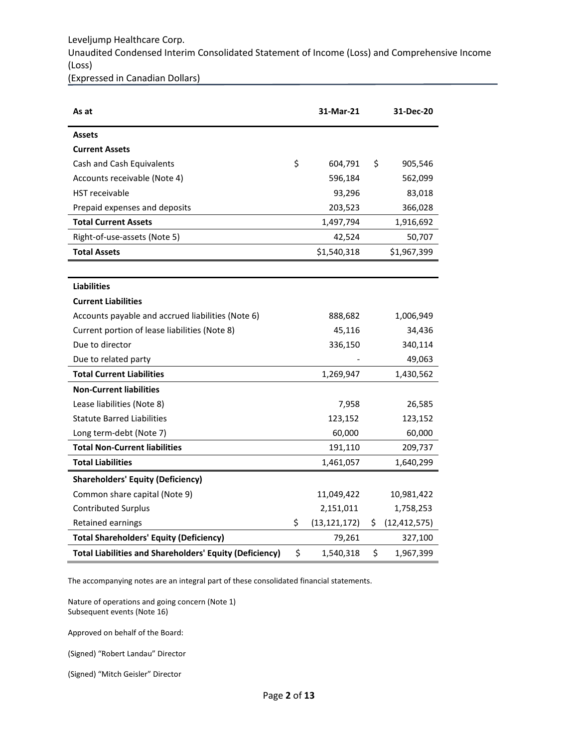Leveljump Healthcare Corp.

Unaudited Condensed Interim Consolidated Statement of Income (Loss) and Comprehensive Income (Loss)

(Expressed in Canadian Dollars)

| As at | 31-Mar-21 | 31-Dec-20 |
|---|---|---|
| **Assets** | | |
| **Current Assets** | | |
| Cash and Cash Equivalents | $ 604,791 | $ 905,546 |
| Accounts receivable (Note 4) | 596,184 | 562,099 |
| HST receivable | 93,296 | 83,018 |
| Prepaid expenses and deposits | 203,523 | 366,028 |
| **Total Current Assets** | 1,497,794 | 1,916,692 |
| Right-of-use-assets (Note 5) | 42,524 | 50,707 |
| **Total Assets** | $1,540,318 | $1,967,399 |
| | | |
| **Liabilities** | | |
| **Current Liabilities** | | |
| Accounts payable and accrued liabilities (Note 6) | 888,682 | 1,006,949 |
| Current portion of lease liabilities (Note 8) | 45,116 | 34,436 |
| Due to director | 336,150 | 340,114 |
| Due to related party | - | 49,063 |
| **Total Current Liabilities** | 1,269,947 | 1,430,562 |
| **Non-Current liabilities** | | |
| Lease liabilities (Note 8) | 7,958 | 26,585 |
| Statute Barred Liabilities | 123,152 | 123,152 |
| Long term-debt (Note 7) | 60,000 | 60,000 |
| **Total Non-Current liabilities** | 191,110 | 209,737 |
| **Total Liabilities** | 1,461,057 | 1,640,299 |
| **Shareholders' Equity (Deficiency)** | | |
| Common share capital (Note 9) | 11,049,422 | 10,981,422 |
| Contributed Surplus | 2,151,011 | 1,758,253 |
| Retained earnings | $ (13,121,172) | $ (12,412,575) |
| **Total Shareholders' Equity (Deficiency)** | 79,261 | 327,100 |
| **Total Liabilities and Shareholders' Equity (Deficiency)** | $ 1,540,318 | $ 1,967,399 |

The accompanying notes are an integral part of these consolidated financial statements.

Nature of operations and going concern (Note 1)
Subsequent events (Note 16)

Approved on behalf of the Board:

(Signed) "Robert Landau" Director

(Signed) "Mitch Geisler" Director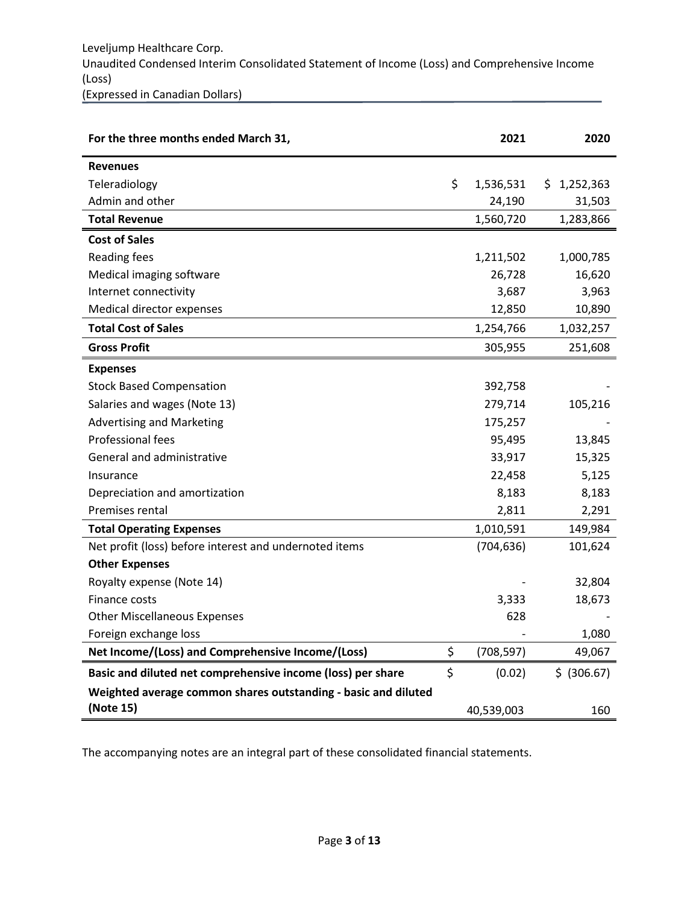Leveljump Healthcare Corp.

Unaudited Condensed Interim Consolidated Statement of Income (Loss) and Comprehensive Income (Loss)

(Expressed in Canadian Dollars)

| For the three months ended March 31, | 2021 | 2020 |
|---|---|---|
| **Revenues** | | |
| Teleradiology | $ 1,536,531 | $ 1,252,363 |
| Admin and other | 24,190 | 31,503 |
| **Total Revenue** | 1,560,720 | 1,283,866 |
| **Cost of Sales** | | |
| Reading fees | 1,211,502 | 1,000,785 |
| Medical imaging software | 26,728 | 16,620 |
| Internet connectivity | 3,687 | 3,963 |
| Medical director expenses | 12,850 | 10,890 |
| **Total Cost of Sales** | 1,254,766 | 1,032,257 |
| **Gross Profit** | 305,955 | 251,608 |
| **Expenses** | | |
| Stock Based Compensation | 392,758 | - |
| Salaries and wages (Note 13) | 279,714 | 105,216 |
| Advertising and Marketing | 175,257 | - |
| Professional fees | 95,495 | 13,845 |
| General and administrative | 33,917 | 15,325 |
| Insurance | 22,458 | 5,125 |
| Depreciation and amortization | 8,183 | 8,183 |
| Premises rental | 2,811 | 2,291 |
| **Total Operating Expenses** | 1,010,591 | 149,984 |
| Net profit (loss) before interest and undernoted items | (704,636) | 101,624 |
| **Other Expenses** | | |
| Royalty expense (Note 14) | - | 32,804 |
| Finance costs | 3,333 | 18,673 |
| Other Miscellaneous Expenses | 628 | - |
| Foreign exchange loss | - | 1,080 |
| **Net Income/(Loss) and Comprehensive Income/(Loss)** | $ (708,597) | 49,067 |
| **Basic and diluted net comprehensive income (loss) per share** | $ (0.02) | $ (306.67) |
| **Weighted average common shares outstanding - basic and diluted (Note 15)** | 40,539,003 | 160 |

The accompanying notes are an integral part of these consolidated financial statements.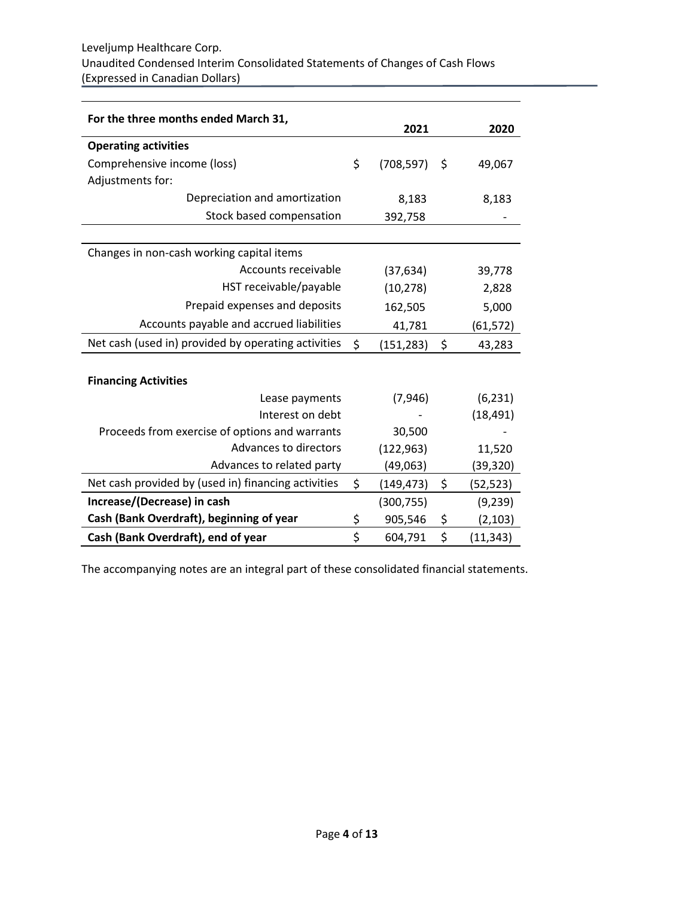Leveljump Healthcare Corp.
Unaudited Condensed Interim Consolidated Statements of Changes of Cash Flows
(Expressed in Canadian Dollars)

| For the three months ended March 31, | 2021 | 2020 |
|---|---|---|
| **Operating activities** | | |
| Comprehensive income (loss) | $ (708,597) | $ 49,067 |
| Adjustments for: | | |
| Depreciation and amortization | 8,183 | 8,183 |
| Stock based compensation | 392,758 | - |
| | | |
| Changes in non-cash working capital items | | |
| Accounts receivable | (37,634) | 39,778 |
| HST receivable/payable | (10,278) | 2,828 |
| Prepaid expenses and deposits | 162,505 | 5,000 |
| Accounts payable and accrued liabilities | 41,781 | (61,572) |
| Net cash (used in) provided by operating activities | $ (151,283) | $ 43,283 |
| | | |
| **Financing Activities** | | |
| Lease payments | (7,946) | (6,231) |
| Interest on debt | - | (18,491) |
| Proceeds from exercise of options and warrants | 30,500 | - |
| Advances to directors | (122,963) | 11,520 |
| Advances to related party | (49,063) | (39,320) |
| Net cash provided by (used in) financing activities | $ (149,473) | $ (52,523) |
| **Increase/(Decrease) in cash** | (300,755) | (9,239) |
| **Cash (Bank Overdraft), beginning of year** | $ 905,546 | $ (2,103) |
| **Cash (Bank Overdraft), end of year** | $ 604,791 | $ (11,343) |

The accompanying notes are an integral part of these consolidated financial statements.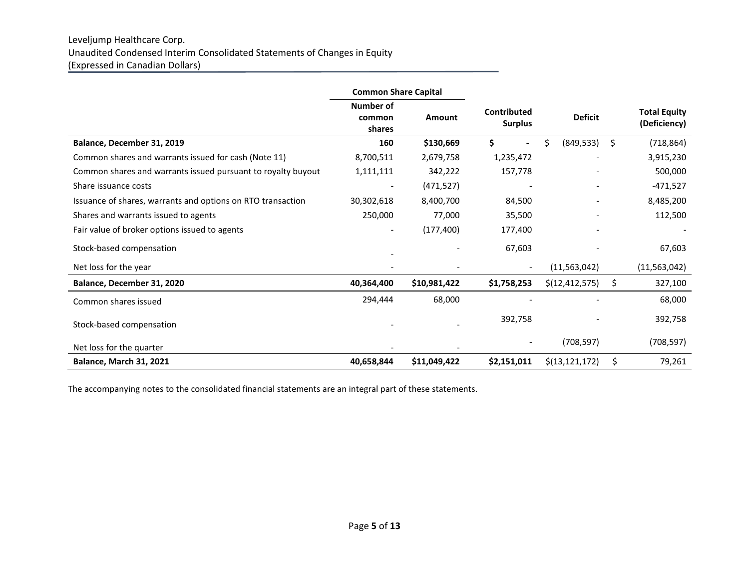Leveljump Healthcare Corp.
Unaudited Condensed Interim Consolidated Statements of Changes in Equity
(Expressed in Canadian Dollars)

| | Common Share Capital | | | | |
|---|---|---|---|---|---|
| | Number of common shares | Amount | Contributed Surplus | Deficit | Total Equity (Deficiency) |
| **Balance, December 31, 2019** | **160** | **$130,669** | **$ -** | $ (849,533) | $ (718,864) |
| Common shares and warrants issued for cash (Note 11) | 8,700,511 | 2,679,758 | 1,235,472 | - | 3,915,230 |
| Common shares and warrants issued pursuant to royalty buyout | 1,111,111 | 342,222 | 157,778 | - | 500,000 |
| Share issuance costs | - | (471,527) | - | - | -471,527 |
| Issuance of shares, warrants and options on RTO transaction | 30,302,618 | 8,400,700 | 84,500 | - | 8,485,200 |
| Shares and warrants issued to agents | 250,000 | 77,000 | 35,500 | - | 112,500 |
| Fair value of broker options issued to agents | - | (177,400) | 177,400 | - | - |
| Stock-based compensation | - | - | 67,603 | - | 67,603 |
| Net loss for the year | - | - | - | (11,563,042) | (11,563,042) |
| **Balance, December 31, 2020** | **40,364,400** | **$10,981,422** | **$1,758,253** | $(12,412,575) | $ 327,100 |
| Common shares issued | 294,444 | 68,000 | - | - | 68,000 |
| Stock-based compensation | - | - | 392,758 | - | 392,758 |
| Net loss for the quarter | - | - | - | (708,597) | (708,597) |
| **Balance, March 31, 2021** | **40,658,844** | **$11,049,422** | **$2,151,011** | $(13,121,172) | $ 79,261 |

The accompanying notes to the consolidated financial statements are an integral part of these statements.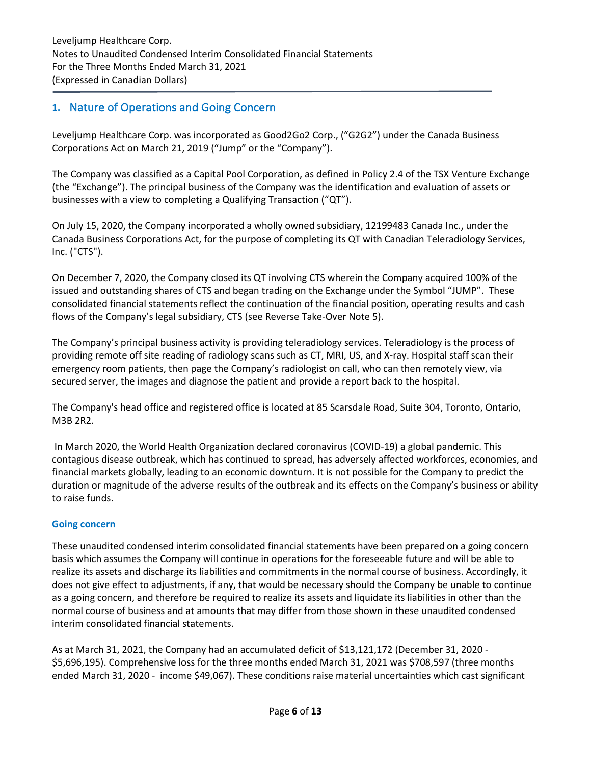## 1. Nature of Operations and Going Concern

Leveljump Healthcare Corp. was incorporated as Good2Go2 Corp., ("G2G2") under the Canada Business Corporations Act on March 21, 2019 ("Jump" or the "Company").

The Company was classified as a Capital Pool Corporation, as defined in Policy 2.4 of the TSX Venture Exchange (the "Exchange"). The principal business of the Company was the identification and evaluation of assets or businesses with a view to completing a Qualifying Transaction ("QT").

On July 15, 2020, the Company incorporated a wholly owned subsidiary, 12199483 Canada Inc., under the Canada Business Corporations Act, for the purpose of completing its QT with Canadian Teleradiology Services, Inc. ("CTS").

On December 7, 2020, the Company closed its QT involving CTS wherein the Company acquired 100% of the issued and outstanding shares of CTS and began trading on the Exchange under the Symbol "JUMP". These consolidated financial statements reflect the continuation of the financial position, operating results and cash flows of the Company's legal subsidiary, CTS (see Reverse Take-Over Note 5).

The Company's principal business activity is providing teleradiology services. Teleradiology is the process of providing remote off site reading of radiology scans such as CT, MRI, US, and X-ray. Hospital staff scan their emergency room patients, then page the Company's radiologist on call, who can then remotely view, via secured server, the images and diagnose the patient and provide a report back to the hospital.

The Company's head office and registered office is located at 85 Scarsdale Road, Suite 304, Toronto, Ontario, M3B 2R2.

In March 2020, the World Health Organization declared coronavirus (COVID-19) a global pandemic. This contagious disease outbreak, which has continued to spread, has adversely affected workforces, economies, and financial markets globally, leading to an economic downturn. It is not possible for the Company to predict the duration or magnitude of the adverse results of the outbreak and its effects on the Company's business or ability to raise funds.

### Going concern

These unaudited condensed interim consolidated financial statements have been prepared on a going concern basis which assumes the Company will continue in operations for the foreseeable future and will be able to realize its assets and discharge its liabilities and commitments in the normal course of business. Accordingly, it does not give effect to adjustments, if any, that would be necessary should the Company be unable to continue as a going concern, and therefore be required to realize its assets and liquidate its liabilities in other than the normal course of business and at amounts that may differ from those shown in these unaudited condensed interim consolidated financial statements.

As at March 31, 2021, the Company had an accumulated deficit of $13,121,172 (December 31, 2020 - $5,696,195). Comprehensive loss for the three months ended March 31, 2021 was $708,597 (three months ended March 31, 2020 - income $49,067). These conditions raise material uncertainties which cast significant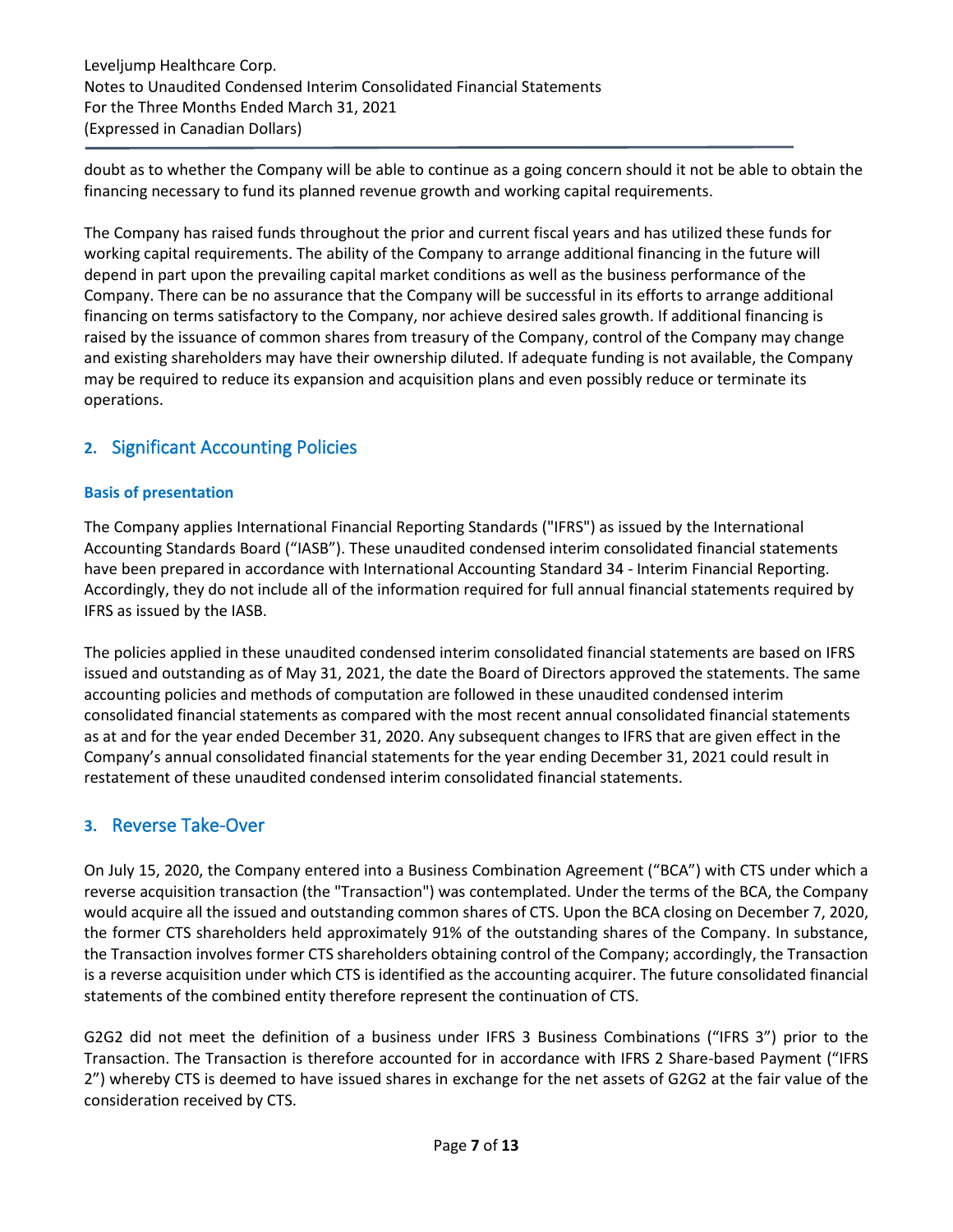doubt as to whether the Company will be able to continue as a going concern should it not be able to obtain the financing necessary to fund its planned revenue growth and working capital requirements.

The Company has raised funds throughout the prior and current fiscal years and has utilized these funds for working capital requirements. The ability of the Company to arrange additional financing in the future will depend in part upon the prevailing capital market conditions as well as the business performance of the Company. There can be no assurance that the Company will be successful in its efforts to arrange additional financing on terms satisfactory to the Company, nor achieve desired sales growth. If additional financing is raised by the issuance of common shares from treasury of the Company, control of the Company may change and existing shareholders may have their ownership diluted. If adequate funding is not available, the Company may be required to reduce its expansion and acquisition plans and even possibly reduce or terminate its operations.

## 2. Significant Accounting Policies

### Basis of presentation

The Company applies International Financial Reporting Standards ("IFRS") as issued by the International Accounting Standards Board ("IASB"). These unaudited condensed interim consolidated financial statements have been prepared in accordance with International Accounting Standard 34 - Interim Financial Reporting. Accordingly, they do not include all of the information required for full annual financial statements required by IFRS as issued by the IASB.

The policies applied in these unaudited condensed interim consolidated financial statements are based on IFRS issued and outstanding as of May 31, 2021, the date the Board of Directors approved the statements. The same accounting policies and methods of computation are followed in these unaudited condensed interim consolidated financial statements as compared with the most recent annual consolidated financial statements as at and for the year ended December 31, 2020. Any subsequent changes to IFRS that are given effect in the Company's annual consolidated financial statements for the year ending December 31, 2021 could result in restatement of these unaudited condensed interim consolidated financial statements.

## 3. Reverse Take-Over

On July 15, 2020, the Company entered into a Business Combination Agreement ("BCA") with CTS under which a reverse acquisition transaction (the "Transaction") was contemplated. Under the terms of the BCA, the Company would acquire all the issued and outstanding common shares of CTS. Upon the BCA closing on December 7, 2020, the former CTS shareholders held approximately 91% of the outstanding shares of the Company. In substance, the Transaction involves former CTS shareholders obtaining control of the Company; accordingly, the Transaction is a reverse acquisition under which CTS is identified as the accounting acquirer. The future consolidated financial statements of the combined entity therefore represent the continuation of CTS.

G2G2 did not meet the definition of a business under IFRS 3 Business Combinations ("IFRS 3") prior to the Transaction. The Transaction is therefore accounted for in accordance with IFRS 2 Share-based Payment ("IFRS 2") whereby CTS is deemed to have issued shares in exchange for the net assets of G2G2 at the fair value of the consideration received by CTS.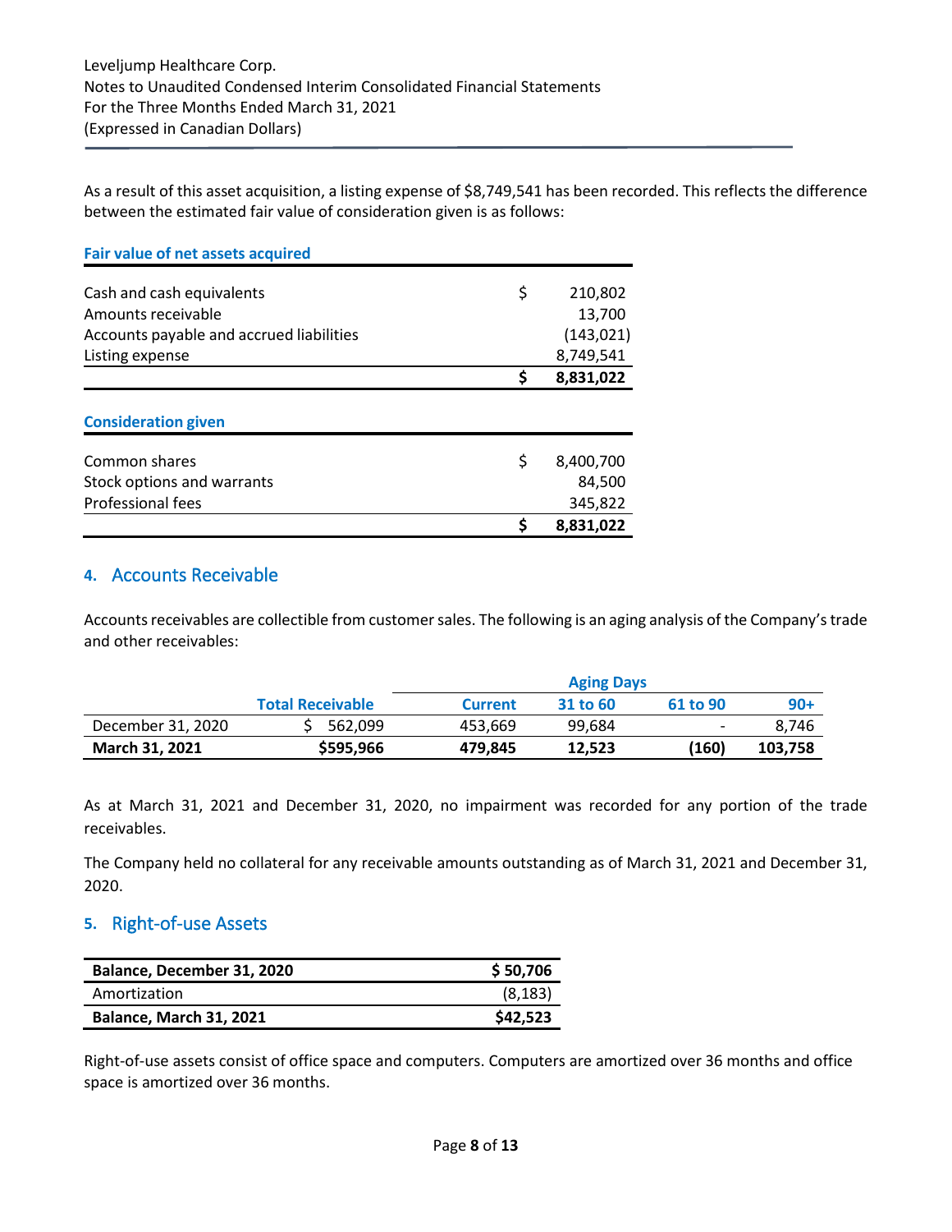As a result of this asset acquisition, a listing expense of $8,749,541 has been recorded. This reflects the difference between the estimated fair value of consideration given is as follows:

| Fair value of net assets acquired | | |
|---|---|---|
| Cash and cash equivalents | $ | 210,802 |
| Amounts receivable | | 13,700 |
| Accounts payable and accrued liabilities | | (143,021) |
| Listing expense | | 8,749,541 |
| | **$** | **8,831,022** |

| Consideration given | | |
|---|---|---|
| Common shares | $ | 8,400,700 |
| Stock options and warrants | | 84,500 |
| Professional fees | | 345,822 |
| | **$** | **8,831,022** |

## 4. Accounts Receivable

Accounts receivables are collectible from customer sales. The following is an aging analysis of the Company's trade and other receivables:

| | | Aging Days | | | |
|---|---|---|---|---|---|
| | Total Receivable | Current | 31 to 60 | 61 to 90 | 90+ |
| December 31, 2020 | $ 562,099 | 453,669 | 99,684 | - | 8,746 |
| **March 31, 2021** | **$595,966** | **479,845** | **12,523** | **(160)** | **103,758** |

As at March 31, 2021 and December 31, 2020, no impairment was recorded for any portion of the trade receivables.

The Company held no collateral for any receivable amounts outstanding as of March 31, 2021 and December 31, 2020.

## 5. Right-of-use Assets

| Balance, December 31, 2020 | $ 50,706 |
|---|---|
| Amortization | (8,183) |
| **Balance, March 31, 2021** | **$42,523** |

Right-of-use assets consist of office space and computers. Computers are amortized over 36 months and office space is amortized over 36 months.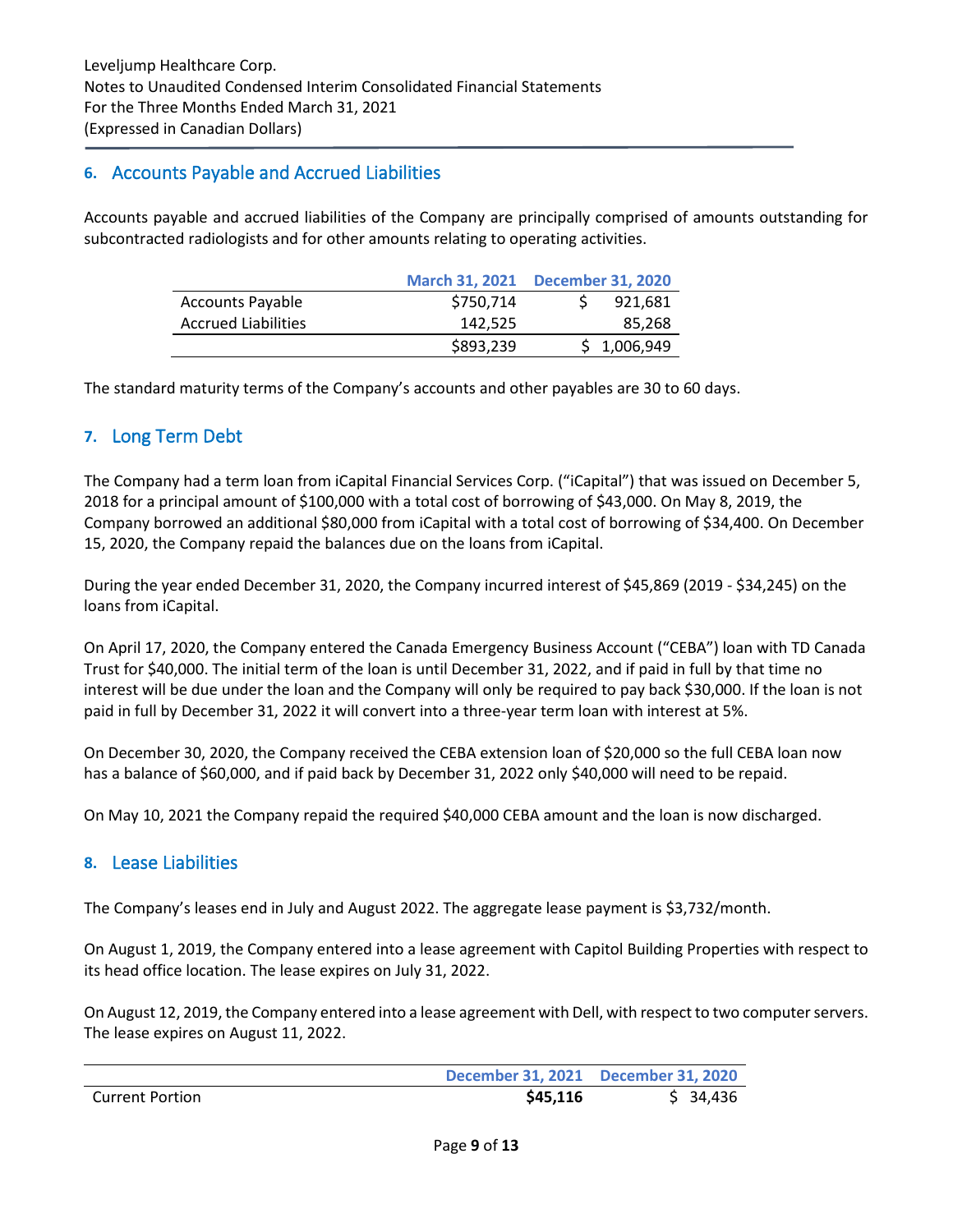Leveljump Healthcare Corp.
Notes to Unaudited Condensed Interim Consolidated Financial Statements
For the Three Months Ended March 31, 2021
(Expressed in Canadian Dollars)

## 6. Accounts Payable and Accrued Liabilities

Accounts payable and accrued liabilities of the Company are principally comprised of amounts outstanding for subcontracted radiologists and for other amounts relating to operating activities.

| | March 31, 2021 | December 31, 2020 |
|---|---|---|
| Accounts Payable | $750,714 | $ 921,681 |
| Accrued Liabilities | 142,525 | 85,268 |
| | $893,239 | $ 1,006,949 |

The standard maturity terms of the Company's accounts and other payables are 30 to 60 days.

## 7. Long Term Debt

The Company had a term loan from iCapital Financial Services Corp. ("iCapital") that was issued on December 5, 2018 for a principal amount of $100,000 with a total cost of borrowing of $43,000. On May 8, 2019, the Company borrowed an additional $80,000 from iCapital with a total cost of borrowing of $34,400. On December 15, 2020, the Company repaid the balances due on the loans from iCapital.

During the year ended December 31, 2020, the Company incurred interest of $45,869 (2019 - $34,245) on the loans from iCapital.

On April 17, 2020, the Company entered the Canada Emergency Business Account ("CEBA") loan with TD Canada Trust for $40,000. The initial term of the loan is until December 31, 2022, and if paid in full by that time no interest will be due under the loan and the Company will only be required to pay back $30,000. If the loan is not paid in full by December 31, 2022 it will convert into a three-year term loan with interest at 5%.

On December 30, 2020, the Company received the CEBA extension loan of $20,000 so the full CEBA loan now has a balance of $60,000, and if paid back by December 31, 2022 only $40,000 will need to be repaid.

On May 10, 2021 the Company repaid the required $40,000 CEBA amount and the loan is now discharged.

## 8. Lease Liabilities

The Company's leases end in July and August 2022. The aggregate lease payment is $3,732/month.

On August 1, 2019, the Company entered into a lease agreement with Capitol Building Properties with respect to its head office location. The lease expires on July 31, 2022.

On August 12, 2019, the Company entered into a lease agreement with Dell, with respect to two computer servers. The lease expires on August 11, 2022.

| | December 31, 2021 | December 31, 2020 |
|---|---|---|
| Current Portion | **$45,116** | $ 34,436 |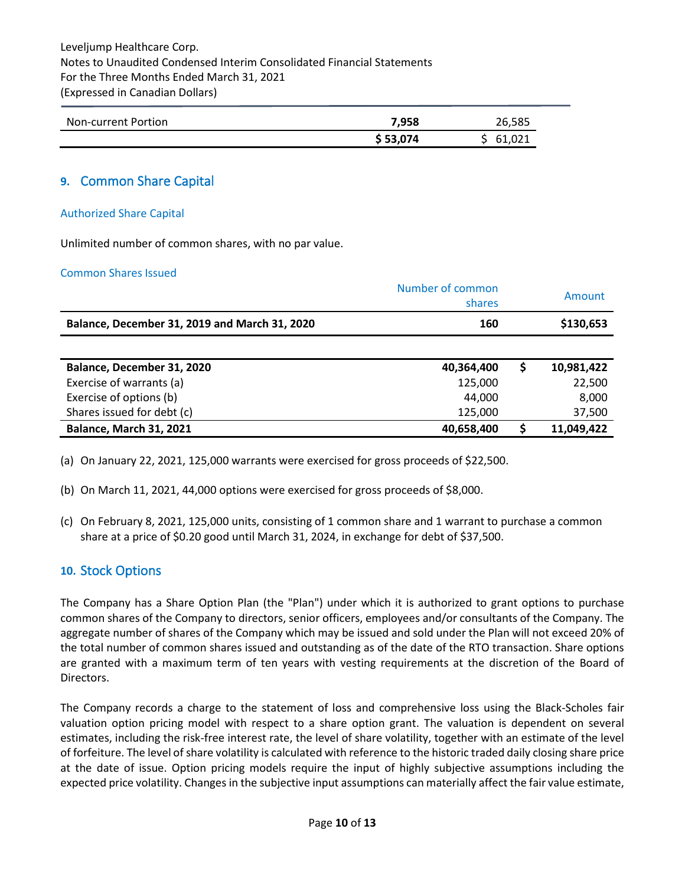| | | |
|---|---|---|
| Non-current Portion | **7,958** | 26,585 |
| | **$ 53,074** | $ 61,021 |

## 9. Common Share Capital

### Authorized Share Capital

Unlimited number of common shares, with no par value.

### Common Shares Issued

| | Number of common shares | Amount |
|---|---|---|
| **Balance, December 31, 2019 and March 31, 2020** | **160** | **$130,653** |
| | | |
| **Balance, December 31, 2020** | **40,364,400** | **$ 10,981,422** |
| Exercise of warrants (a) | 125,000 | 22,500 |
| Exercise of options (b) | 44,000 | 8,000 |
| Shares issued for debt (c) | 125,000 | 37,500 |
| **Balance, March 31, 2021** | **40,658,400** | **$ 11,049,422** |

(a) On January 22, 2021, 125,000 warrants were exercised for gross proceeds of $22,500.

(b) On March 11, 2021, 44,000 options were exercised for gross proceeds of $8,000.

(c) On February 8, 2021, 125,000 units, consisting of 1 common share and 1 warrant to purchase a common share at a price of $0.20 good until March 31, 2024, in exchange for debt of $37,500.

## 10. Stock Options

The Company has a Share Option Plan (the "Plan") under which it is authorized to grant options to purchase common shares of the Company to directors, senior officers, employees and/or consultants of the Company. The aggregate number of shares of the Company which may be issued and sold under the Plan will not exceed 20% of the total number of common shares issued and outstanding as of the date of the RTO transaction. Share options are granted with a maximum term of ten years with vesting requirements at the discretion of the Board of Directors.

The Company records a charge to the statement of loss and comprehensive loss using the Black-Scholes fair valuation option pricing model with respect to a share option grant. The valuation is dependent on several estimates, including the risk-free interest rate, the level of share volatility, together with an estimate of the level of forfeiture. The level of share volatility is calculated with reference to the historic traded daily closing share price at the date of issue. Option pricing models require the input of highly subjective assumptions including the expected price volatility. Changes in the subjective input assumptions can materially affect the fair value estimate,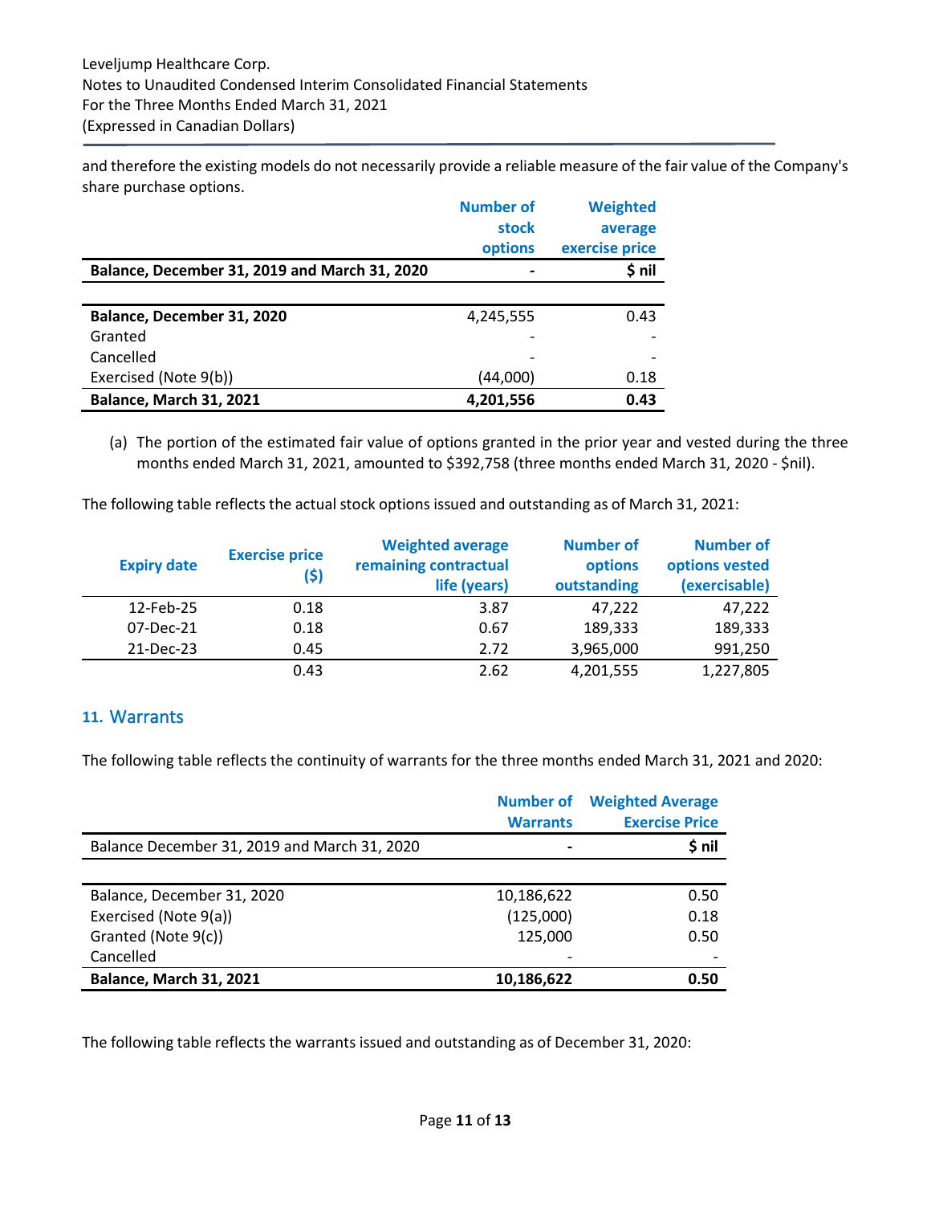and therefore the existing models do not necessarily provide a reliable measure of the fair value of the Company's share purchase options.

| | Number of stock options | Weighted average exercise price |
|---|---|---|
| **Balance, December 31, 2019 and March 31, 2020** | - | **$ nil** |
| | | |
| **Balance, December 31, 2020** | 4,245,555 | 0.43 |
| Granted | - | - |
| Cancelled | - | - |
| Exercised (Note 9(b)) | (44,000) | 0.18 |
| **Balance, March 31, 2021** | **4,201,556** | **0.43** |

(a) The portion of the estimated fair value of options granted in the prior year and vested during the three months ended March 31, 2021, amounted to $392,758 (three months ended March 31, 2020 - $nil).

The following table reflects the actual stock options issued and outstanding as of March 31, 2021:

| Expiry date | Exercise price ($) | Weighted average remaining contractual life (years) | Number of options outstanding | Number of options vested (exercisable) |
|---|---|---|---|---|
| 12-Feb-25 | 0.18 | 3.87 | 47,222 | 47,222 |
| 07-Dec-21 | 0.18 | 0.67 | 189,333 | 189,333 |
| 21-Dec-23 | 0.45 | 2.72 | 3,965,000 | 991,250 |
| | 0.43 | 2.62 | 4,201,555 | 1,227,805 |

## 11. Warrants

The following table reflects the continuity of warrants for the three months ended March 31, 2021 and 2020:

| | Number of Warrants | Weighted Average Exercise Price |
|---|---|---|
| Balance December 31, 2019 and March 31, 2020 | - | **$ nil** |
| | | |
| Balance, December 31, 2020 | 10,186,622 | 0.50 |
| Exercised (Note 9(a)) | (125,000) | 0.18 |
| Granted (Note 9(c)) | 125,000 | 0.50 |
| Cancelled | - | - |
| **Balance, March 31, 2021** | **10,186,622** | **0.50** |

The following table reflects the warrants issued and outstanding as of December 31, 2020: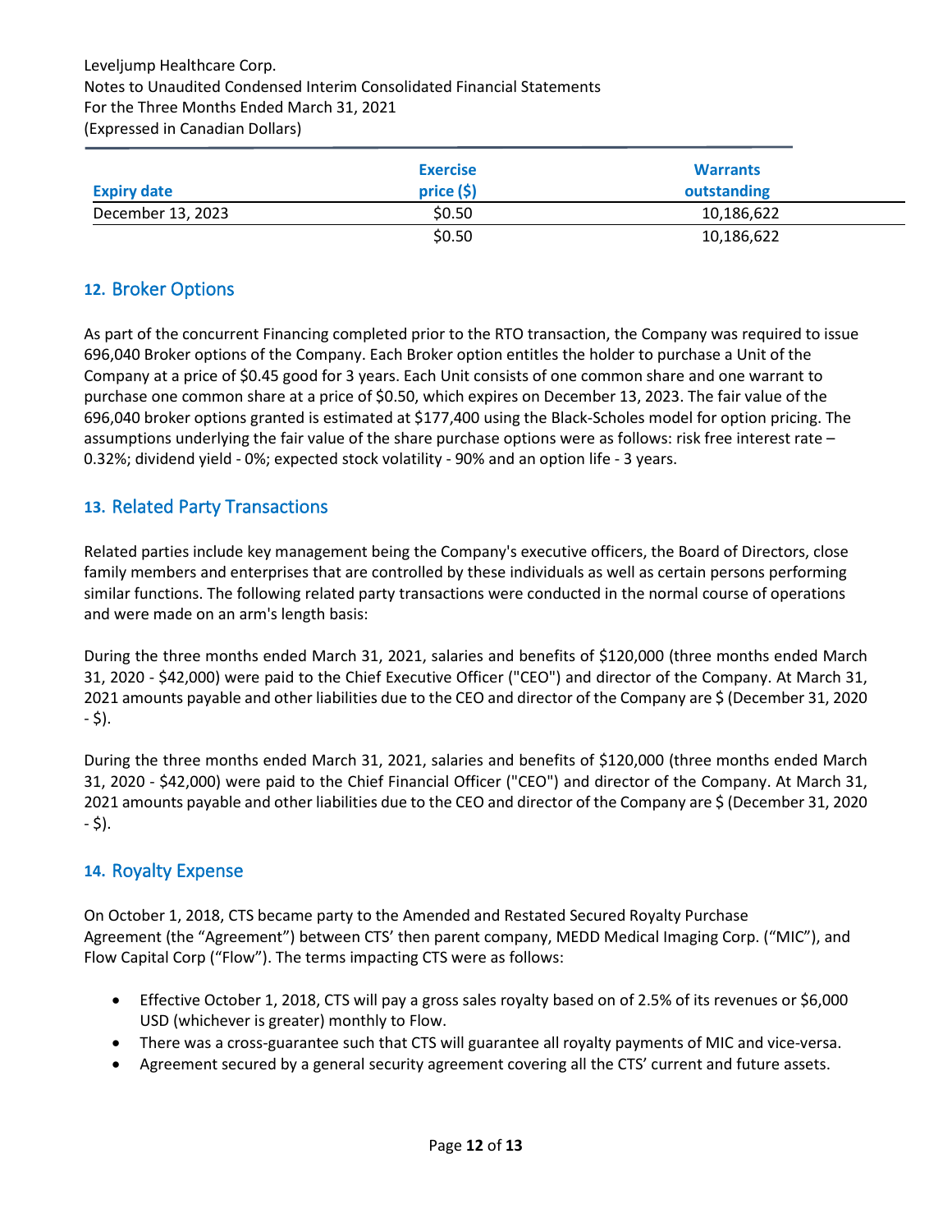| Expiry date | Exercise price ($) | Warrants outstanding |
|---|---|---|
| December 13, 2023 | $0.50 | 10,186,622 |
| | $0.50 | 10,186,622 |

## 12. Broker Options

As part of the concurrent Financing completed prior to the RTO transaction, the Company was required to issue 696,040 Broker options of the Company. Each Broker option entitles the holder to purchase a Unit of the Company at a price of $0.45 good for 3 years. Each Unit consists of one common share and one warrant to purchase one common share at a price of $0.50, which expires on December 13, 2023. The fair value of the 696,040 broker options granted is estimated at $177,400 using the Black-Scholes model for option pricing. The assumptions underlying the fair value of the share purchase options were as follows: risk free interest rate – 0.32%; dividend yield - 0%; expected stock volatility - 90% and an option life - 3 years.

## 13. Related Party Transactions

Related parties include key management being the Company's executive officers, the Board of Directors, close family members and enterprises that are controlled by these individuals as well as certain persons performing similar functions. The following related party transactions were conducted in the normal course of operations and were made on an arm's length basis:

During the three months ended March 31, 2021, salaries and benefits of $120,000 (three months ended March 31, 2020 - $42,000) were paid to the Chief Executive Officer ("CEO") and director of the Company. At March 31, 2021 amounts payable and other liabilities due to the CEO and director of the Company are $ (December 31, 2020 - $).

During the three months ended March 31, 2021, salaries and benefits of $120,000 (three months ended March 31, 2020 - $42,000) were paid to the Chief Financial Officer ("CEO") and director of the Company. At March 31, 2021 amounts payable and other liabilities due to the CEO and director of the Company are $ (December 31, 2020 - $).

## 14. Royalty Expense

On October 1, 2018, CTS became party to the Amended and Restated Secured Royalty Purchase Agreement (the "Agreement") between CTS' then parent company, MEDD Medical Imaging Corp. ("MIC"), and Flow Capital Corp ("Flow"). The terms impacting CTS were as follows:

- Effective October 1, 2018, CTS will pay a gross sales royalty based on of 2.5% of its revenues or $6,000 USD (whichever is greater) monthly to Flow.
- There was a cross-guarantee such that CTS will guarantee all royalty payments of MIC and vice-versa.
- Agreement secured by a general security agreement covering all the CTS' current and future assets.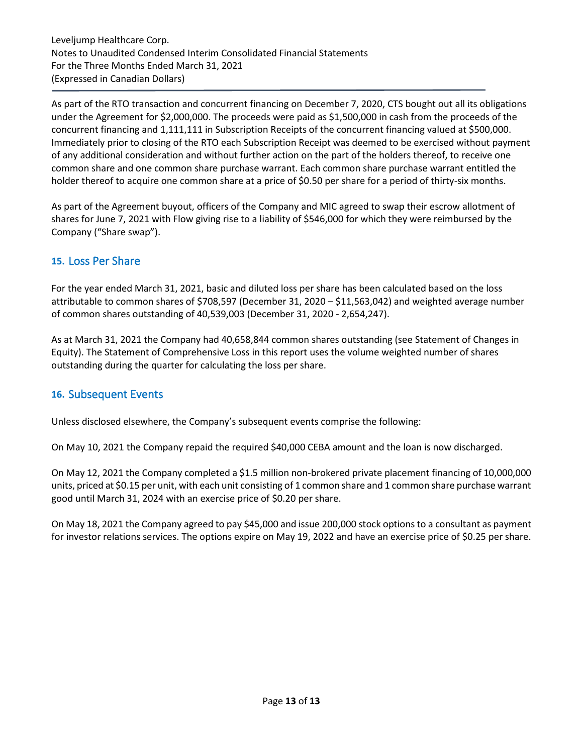As part of the RTO transaction and concurrent financing on December 7, 2020, CTS bought out all its obligations under the Agreement for $2,000,000. The proceeds were paid as $1,500,000 in cash from the proceeds of the concurrent financing and 1,111,111 in Subscription Receipts of the concurrent financing valued at $500,000. Immediately prior to closing of the RTO each Subscription Receipt was deemed to be exercised without payment of any additional consideration and without further action on the part of the holders thereof, to receive one common share and one common share purchase warrant. Each common share purchase warrant entitled the holder thereof to acquire one common share at a price of $0.50 per share for a period of thirty-six months.

As part of the Agreement buyout, officers of the Company and MIC agreed to swap their escrow allotment of shares for June 7, 2021 with Flow giving rise to a liability of $546,000 for which they were reimbursed by the Company ("Share swap").

## 15. Loss Per Share

For the year ended March 31, 2021, basic and diluted loss per share has been calculated based on the loss attributable to common shares of $708,597 (December 31, 2020 – $11,563,042) and weighted average number of common shares outstanding of 40,539,003 (December 31, 2020 - 2,654,247).

As at March 31, 2021 the Company had 40,658,844 common shares outstanding (see Statement of Changes in Equity). The Statement of Comprehensive Loss in this report uses the volume weighted number of shares outstanding during the quarter for calculating the loss per share.

## 16. Subsequent Events

Unless disclosed elsewhere, the Company's subsequent events comprise the following:

On May 10, 2021 the Company repaid the required $40,000 CEBA amount and the loan is now discharged.

On May 12, 2021 the Company completed a $1.5 million non-brokered private placement financing of 10,000,000 units, priced at $0.15 per unit, with each unit consisting of 1 common share and 1 common share purchase warrant good until March 31, 2024 with an exercise price of $0.20 per share.

On May 18, 2021 the Company agreed to pay $45,000 and issue 200,000 stock options to a consultant as payment for investor relations services. The options expire on May 19, 2022 and have an exercise price of $0.25 per share.